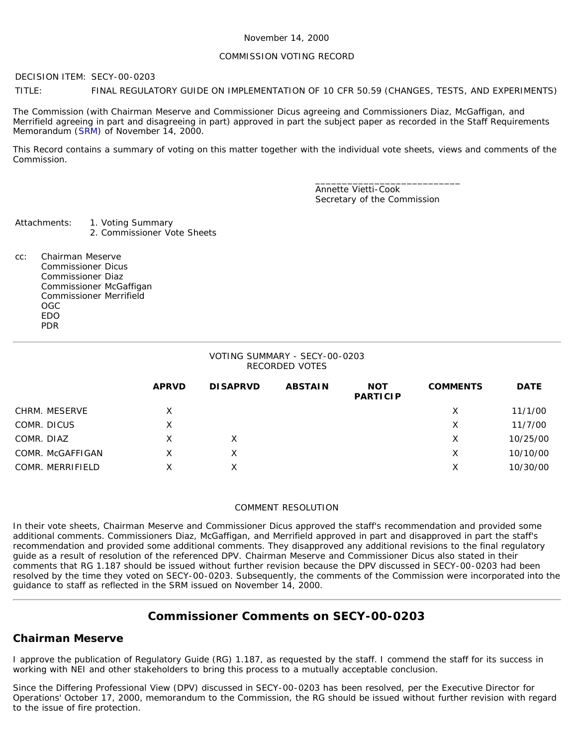November 14, 2000

COMMISSION VOTING RECORD

DECISION ITEM: SECY-00-0203

TITLE: FINAL REGULATORY GUIDE ON IMPLEMENTATION OF 10 CFR 50.59 (CHANGES, TESTS, AND EXPERIMENTS)

The Commission (with Chairman Meserve and Commissioner Dicus agreeing and Commissioners Diaz, McGaffigan, and Merrifield agreeing in part and disagreeing in part) approved in part the subject paper as recorded in the Staff Requirements Memorandum (SRM) of November 14, 2000.

This Record contains a summary of voting on this matter together with the individual vote sheets, views and comments of the Commission.

\_\_\_\_\_\_\_\_\_\_\_\_\_\_\_\_\_\_\_\_\_\_\_\_\_\_\_\_
Annette Vietti-Cook
Secretary of the Commission

Attachments:
1. Voting Summary
2. Commissioner Vote Sheets

cc: Chairman Meserve
Commissioner Dicus
Commissioner Diaz
Commissioner McGaffigan
Commissioner Merrifield
OGC
EDO
PDR

---

VOTING SUMMARY - SECY-00-0203
RECORDED VOTES

| | APRVD | DISAPRVD | ABSTAIN | NOT PARTICIP | COMMENTS | DATE |
|---|---|---|---|---|---|---|
| CHRM. MESERVE | X | | | | X | 11/1/00 |
| COMR. DICUS | X | | | | X | 11/7/00 |
| COMR. DIAZ | X | X | | | X | 10/25/00 |
| COMR. McGAFFIGAN | X | X | | | X | 10/10/00 |
| COMR. MERRIFIELD | X | X | | | X | 10/30/00 |

COMMENT RESOLUTION

In their vote sheets, Chairman Meserve and Commissioner Dicus approved the staff's recommendation and provided some additional comments. Commissioners Diaz, McGaffigan, and Merrifield approved in part and disapproved in part the staff's recommendation and provided some additional comments. They disapproved any additional revisions to the final regulatory guide as a result of resolution of the referenced DPV. Chairman Meserve and Commissioner Dicus also stated in their comments that RG 1.187 should be issued without further revision because the DPV discussed in SECY-00-0203 had been resolved by the time they voted on SECY-00-0203. Subsequently, the comments of the Commission were incorporated into the guidance to staff as reflected in the SRM issued on November 14, 2000.

---

## Commissioner Comments on SECY-00-0203

## Chairman Meserve

I approve the publication of Regulatory Guide (RG) 1.187, as requested by the staff. I commend the staff for its success in working with NEI and other stakeholders to bring this process to a mutually acceptable conclusion.

Since the Differing Professional View (DPV) discussed in SECY-00-0203 has been resolved, per the Executive Director for Operations' October 17, 2000, memorandum to the Commission, the RG should be issued without further revision with regard to the issue of fire protection.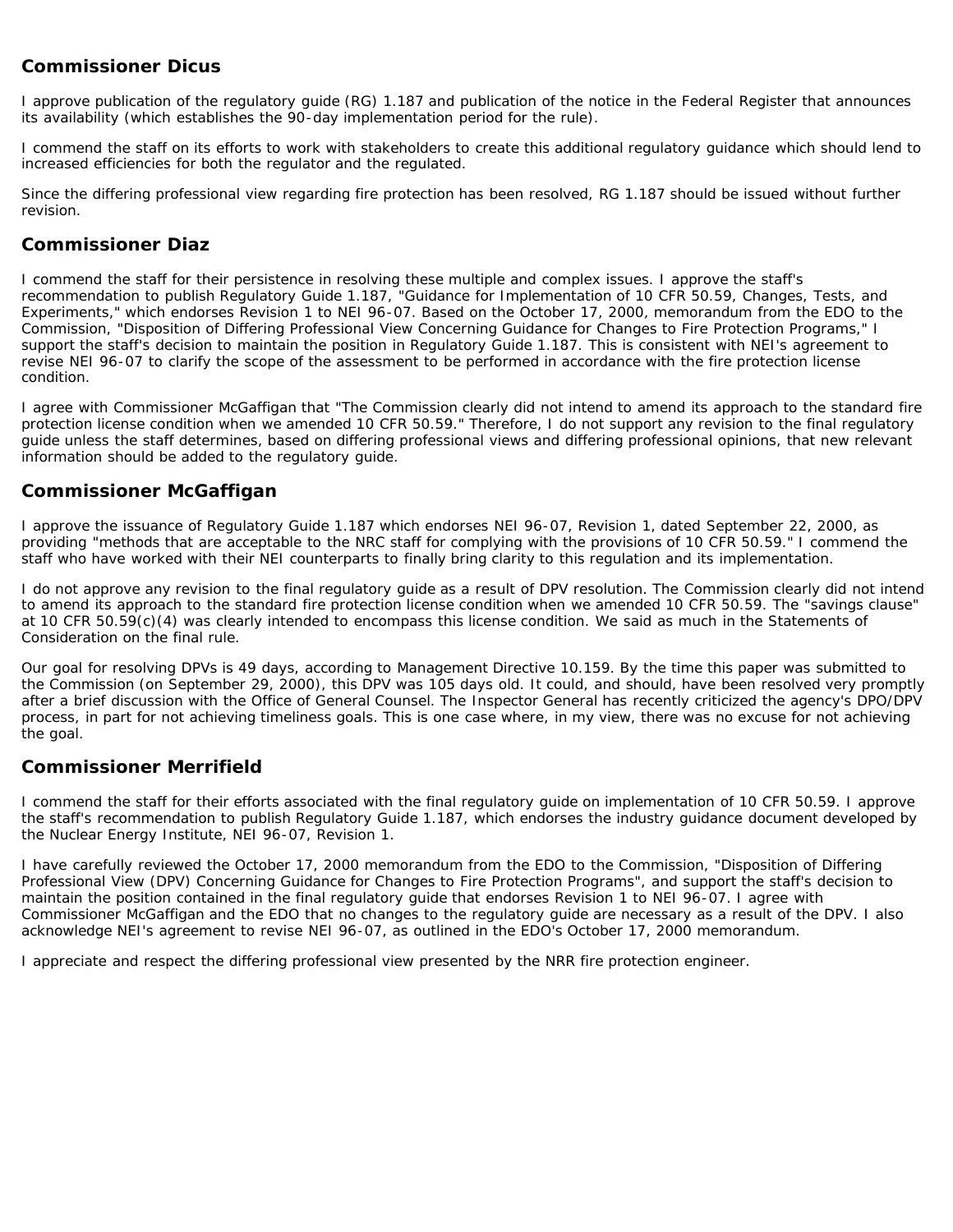## Commissioner Dicus

I approve publication of the regulatory guide (RG) 1.187 and publication of the notice in the Federal Register that announces its availability (which establishes the 90-day implementation period for the rule).

I commend the staff on its efforts to work with stakeholders to create this additional regulatory guidance which should lend to increased efficiencies for both the regulator and the regulated.

Since the differing professional view regarding fire protection has been resolved, RG 1.187 should be issued without further revision.

## Commissioner Diaz

I commend the staff for their persistence in resolving these multiple and complex issues. I approve the staff's recommendation to publish Regulatory Guide 1.187, "Guidance for Implementation of 10 CFR 50.59, Changes, Tests, and Experiments," which endorses Revision 1 to NEI 96-07. Based on the October 17, 2000, memorandum from the EDO to the Commission, "Disposition of Differing Professional View Concerning Guidance for Changes to Fire Protection Programs," I support the staff's decision to maintain the position in Regulatory Guide 1.187. This is consistent with NEI's agreement to revise NEI 96-07 to clarify the scope of the assessment to be performed in accordance with the fire protection license condition.

I agree with Commissioner McGaffigan that "The Commission clearly did not intend to amend its approach to the standard fire protection license condition when we amended 10 CFR 50.59." Therefore, I do not support any revision to the final regulatory guide unless the staff determines, based on differing professional views and differing professional opinions, that new relevant information should be added to the regulatory guide.

## Commissioner McGaffigan

I approve the issuance of Regulatory Guide 1.187 which endorses NEI 96-07, Revision 1, dated September 22, 2000, as providing "methods that are acceptable to the NRC staff for complying with the provisions of 10 CFR 50.59." I commend the staff who have worked with their NEI counterparts to finally bring clarity to this regulation and its implementation.

I do not approve any revision to the final regulatory guide as a result of DPV resolution. The Commission clearly did not intend to amend its approach to the standard fire protection license condition when we amended 10 CFR 50.59. The "savings clause" at 10 CFR 50.59(c)(4) was clearly intended to encompass this license condition. We said as much in the Statements of Consideration on the final rule.

Our goal for resolving DPVs is 49 days, according to Management Directive 10.159. By the time this paper was submitted to the Commission (on September 29, 2000), this DPV was 105 days old. It could, and should, have been resolved very promptly after a brief discussion with the Office of General Counsel. The Inspector General has recently criticized the agency's DPO/DPV process, in part for not achieving timeliness goals. This is one case where, in my view, there was no excuse for not achieving the goal.

## Commissioner Merrifield

I commend the staff for their efforts associated with the final regulatory guide on implementation of 10 CFR 50.59. I approve the staff's recommendation to publish Regulatory Guide 1.187, which endorses the industry guidance document developed by the Nuclear Energy Institute, NEI 96-07, Revision 1.

I have carefully reviewed the October 17, 2000 memorandum from the EDO to the Commission, "Disposition of Differing Professional View (DPV) Concerning Guidance for Changes to Fire Protection Programs", and support the staff's decision to maintain the position contained in the final regulatory guide that endorses Revision 1 to NEI 96-07. I agree with Commissioner McGaffigan and the EDO that no changes to the regulatory guide are necessary as a result of the DPV. I also acknowledge NEI's agreement to revise NEI 96-07, as outlined in the EDO's October 17, 2000 memorandum.

I appreciate and respect the differing professional view presented by the NRR fire protection engineer.